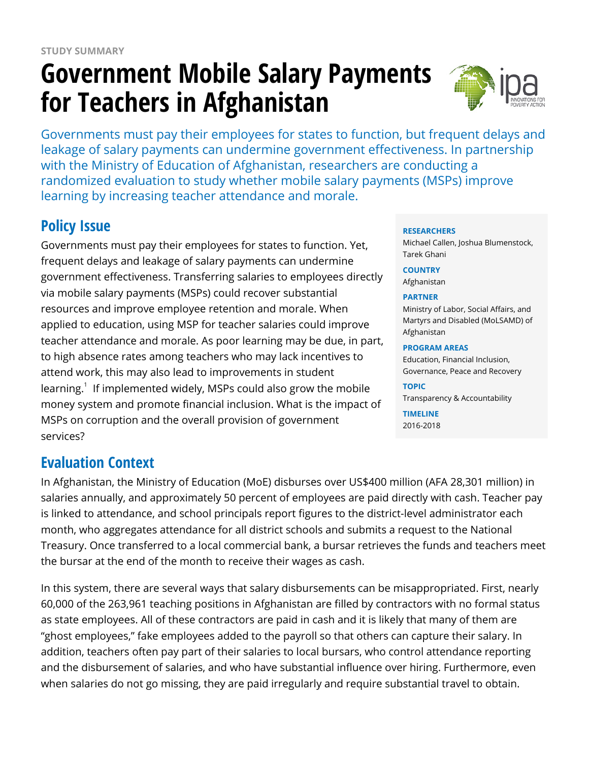STUDY SUMMARY

# Government Mobile Salary Payments for Teachers in Afghanistan

Governments must pay their employees for states to function, but frequent delays and leakage of salary payments can undermine government effectiveness. In partnership with the Ministry of Education of Afghanistan, researchers are conducting a randomized evaluation to study whether mobile salary payments (MSPs) improve learning by increasing teacher attendance and morale.

**RESEARCHERS**
Michael Callen, Joshua Blumenstock, Tarek Ghani

**COUNTRY**
Afghanistan

**PARTNER**
Ministry of Labor, Social Affairs, and Martyrs and Disabled (MoLSAMD) of Afghanistan

**PROGRAM AREAS**
Education, Financial Inclusion, Governance, Peace and Recovery

**TOPIC**
Transparency & Accountability

**TIMELINE**
2016-2018

## Policy Issue

Governments must pay their employees for states to function. Yet, frequent delays and leakage of salary payments can undermine government effectiveness. Transferring salaries to employees directly via mobile salary payments (MSPs) could recover substantial resources and improve employee retention and morale. When applied to education, using MSP for teacher salaries could improve teacher attendance and morale. As poor learning may be due, in part, to high absence rates among teachers who may lack incentives to attend work, this may also lead to improvements in student learning.[1] If implemented widely, MSPs could also grow the mobile money system and promote financial inclusion. What is the impact of MSPs on corruption and the overall provision of government services?

## Evaluation Context

In Afghanistan, the Ministry of Education (MoE) disburses over US$400 million (AFA 28,301 million) in salaries annually, and approximately 50 percent of employees are paid directly with cash. Teacher pay is linked to attendance, and school principals report figures to the district-level administrator each month, who aggregates attendance for all district schools and submits a request to the National Treasury. Once transferred to a local commercial bank, a bursar retrieves the funds and teachers meet the bursar at the end of the month to receive their wages as cash.

In this system, there are several ways that salary disbursements can be misappropriated. First, nearly 60,000 of the 263,961 teaching positions in Afghanistan are filled by contractors with no formal status as state employees. All of these contractors are paid in cash and it is likely that many of them are "ghost employees," fake employees added to the payroll so that others can capture their salary. In addition, teachers often pay part of their salaries to local bursars, who control attendance reporting and the disbursement of salaries, and who have substantial influence over hiring. Furthermore, even when salaries do not go missing, they are paid irregularly and require substantial travel to obtain.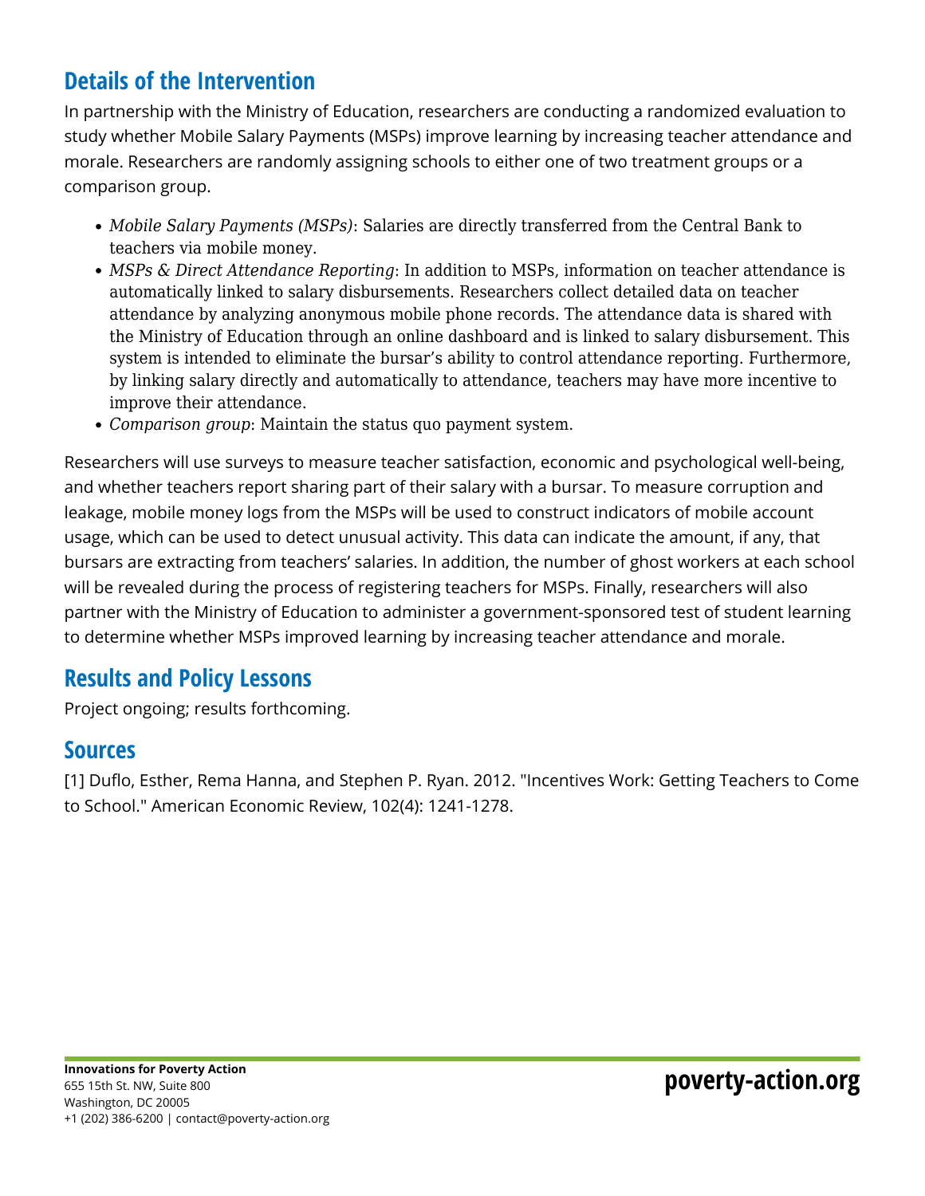## Details of the Intervention

In partnership with the Ministry of Education, researchers are conducting a randomized evaluation to study whether Mobile Salary Payments (MSPs) improve learning by increasing teacher attendance and morale. Researchers are randomly assigning schools to either one of two treatment groups or a comparison group.

- *Mobile Salary Payments (MSPs)*: Salaries are directly transferred from the Central Bank to teachers via mobile money.
- *MSPs & Direct Attendance Reporting*: In addition to MSPs, information on teacher attendance is automatically linked to salary disbursements. Researchers collect detailed data on teacher attendance by analyzing anonymous mobile phone records. The attendance data is shared with the Ministry of Education through an online dashboard and is linked to salary disbursement. This system is intended to eliminate the bursar's ability to control attendance reporting. Furthermore, by linking salary directly and automatically to attendance, teachers may have more incentive to improve their attendance.
- *Comparison group*: Maintain the status quo payment system.

Researchers will use surveys to measure teacher satisfaction, economic and psychological well-being, and whether teachers report sharing part of their salary with a bursar. To measure corruption and leakage, mobile money logs from the MSPs will be used to construct indicators of mobile account usage, which can be used to detect unusual activity. This data can indicate the amount, if any, that bursars are extracting from teachers' salaries. In addition, the number of ghost workers at each school will be revealed during the process of registering teachers for MSPs. Finally, researchers will also partner with the Ministry of Education to administer a government-sponsored test of student learning to determine whether MSPs improved learning by increasing teacher attendance and morale.

## Results and Policy Lessons

Project ongoing; results forthcoming.

## Sources

[1] Duflo, Esther, Rema Hanna, and Stephen P. Ryan. 2012. "Incentives Work: Getting Teachers to Come to School." American Economic Review, 102(4): 1241-1278.

**Innovations for Poverty Action**
655 15th St. NW, Suite 800
Washington, DC 20005
+1 (202) 386-6200 | contact@poverty-action.org

**poverty-action.org**